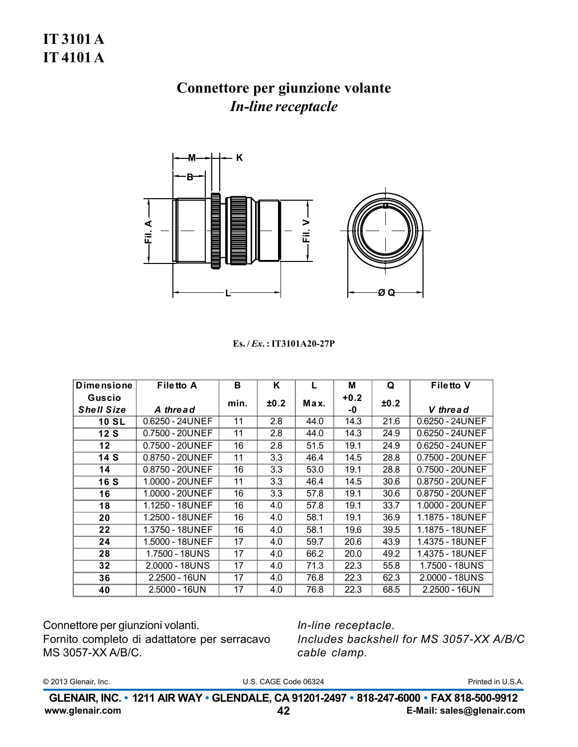# IT 3101 A
# IT 4101 A

## Connettore per giunzione volante
### *In-line receptacle*

**Es.** / ***Ex.*** **: IT3101A20-27P**

| Dimensione Guscio *Shell Size* | Filetto A *A thread* | B min. | K ±0.2 | L Max. | M +0.2 -0 | Q ±0.2 | Filetto V *V thread* |
|---|---|---|---|---|---|---|---|
| **10 SL** | 0.6250 - 24UNEF | 11 | 2.8 | 44.0 | 14.3 | 21.6 | 0.6250 - 24UNEF |
| **12 S** | 0.7500 - 20UNEF | 11 | 2.8 | 44.0 | 14.3 | 24.9 | 0.6250 - 24UNEF |
| **12** | 0.7500 - 20UNEF | 16 | 2.8 | 51.5 | 19.1 | 24.9 | 0.6250 - 24UNEF |
| **14 S** | 0.8750 - 20UNEF | 11 | 3.3 | 46.4 | 14.5 | 28.8 | 0.7500 - 20UNEF |
| **14** | 0.8750 - 20UNEF | 16 | 3.3 | 53.0 | 19.1 | 28.8 | 0.7500 - 20UNEF |
| **16 S** | 1.0000 - 20UNEF | 11 | 3.3 | 46.4 | 14.5 | 30.6 | 0.8750 - 20UNEF |
| **16** | 1.0000 - 20UNEF | 16 | 3.3 | 57.8 | 19.1 | 30.6 | 0.8750 - 20UNEF |
| **18** | 1.1250 - 18UNEF | 16 | 4.0 | 57.8 | 19.1 | 33.7 | 1.0000 - 20UNEF |
| **20** | 1.2500 - 18UNEF | 16 | 4.0 | 58.1 | 19.1 | 36.9 | 1.1875 - 18UNEF |
| **22** | 1.3750 - 18UNEF | 16 | 4.0 | 58.1 | 19.6 | 39.5 | 1.1875 - 18UNEF |
| **24** | 1.5000 - 18UNEF | 17 | 4.0 | 59.7 | 20.6 | 43.9 | 1.4375 - 18UNEF |
| **28** | 1.7500 - 18UNS | 17 | 4.0 | 66.2 | 20.0 | 49.2 | 1.4375 - 18UNEF |
| **32** | 2.0000 - 18UNS | 17 | 4.0 | 71.3 | 22.3 | 55.8 | 1.7500 - 18UNS |
| **36** | 2.2500 - 16UN | 17 | 4.0 | 76.8 | 22.3 | 62.3 | 2.0000 - 18UNS |
| **40** | 2.5000 - 16UN | 17 | 4.0 | 76.8 | 22.3 | 68.5 | 2.2500 - 16UN |

Connettore per giunzioni volanti.
Fornito completo di adattatore per serracavo MS 3057-XX A/B/C.

*In-line receptacle.*
*Includes backshell for MS 3057-XX A/B/C cable clamp.*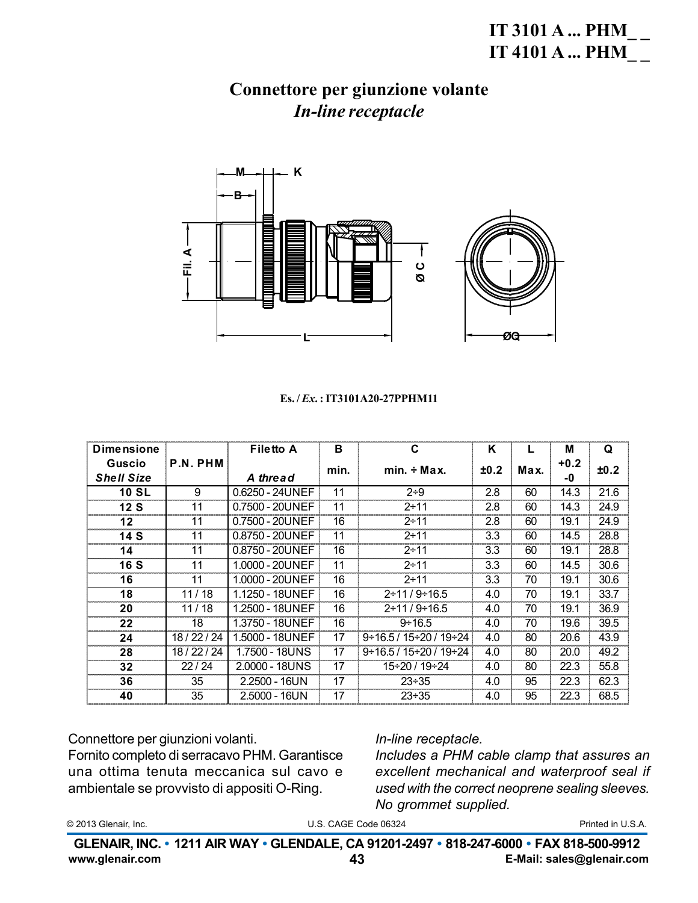# IT 3101 A ... PHM_ _
# IT 4101 A ... PHM_ _

## Connettore per giunzione volante
### *In-line receptacle*

Es. / *Ex.* : IT3101A20-27PPHM11

| Dimensione Guscio *Shell Size* | P.N. PHM | Filetto A *A thread* | B min. | C min. ÷ Max. | K ±0.2 | L Max. | M +0.2 -0 | Q ±0.2 |
|---|---|---|---|---|---|---|---|---|
| **10 SL** | 9 | 0.6250 - 24UNEF | 11 | 2÷9 | 2.8 | 60 | 14.3 | 21.6 |
| **12 S** | 11 | 0.7500 - 20UNEF | 11 | 2÷11 | 2.8 | 60 | 14.3 | 24.9 |
| **12** | 11 | 0.7500 - 20UNEF | 16 | 2÷11 | 2.8 | 60 | 19.1 | 24.9 |
| **14 S** | 11 | 0.8750 - 20UNEF | 11 | 2÷11 | 3.3 | 60 | 14.5 | 28.8 |
| **14** | 11 | 0.8750 - 20UNEF | 16 | 2÷11 | 3.3 | 60 | 19.1 | 28.8 |
| **16 S** | 11 | 1.0000 - 20UNEF | 11 | 2÷11 | 3.3 | 60 | 14.5 | 30.6 |
| **16** | 11 | 1.0000 - 20UNEF | 16 | 2÷11 | 3.3 | 70 | 19.1 | 30.6 |
| **18** | 11 / 18 | 1.1250 - 18UNEF | 16 | 2÷11 / 9÷16.5 | 4.0 | 70 | 19.1 | 33.7 |
| **20** | 11 / 18 | 1.2500 - 18UNEF | 16 | 2÷11 / 9÷16.5 | 4.0 | 70 | 19.1 | 36.9 |
| **22** | 18 | 1.3750 - 18UNEF | 16 | 9÷16.5 | 4.0 | 70 | 19.6 | 39.5 |
| **24** | 18 / 22 / 24 | 1.5000 - 18UNEF | 17 | 9÷16.5 / 15÷20 / 19÷24 | 4.0 | 80 | 20.6 | 43.9 |
| **28** | 18 / 22 / 24 | 1.7500 - 18UNS | 17 | 9÷16.5 / 15÷20 / 19÷24 | 4.0 | 80 | 20.0 | 49.2 |
| **32** | 22 / 24 | 2.0000 - 18UNS | 17 | 15÷20 / 19÷24 | 4.0 | 80 | 22.3 | 55.8 |
| **36** | 35 | 2.2500 - 16UN | 17 | 23÷35 | 4.0 | 95 | 22.3 | 62.3 |
| **40** | 35 | 2.5000 - 16UN | 17 | 23÷35 | 4.0 | 95 | 22.3 | 68.5 |

Connettore per giunzioni volanti.
Fornito completo di serracavo PHM. Garantisce una ottima tenuta meccanica sul cavo e ambientale se provvisto di appositi O-Ring.

*In-line receptacle.*
*Includes a PHM cable clamp that assures an excellent mechanical and waterproof seal if used with the correct neoprene sealing sleeves. No grommet supplied.*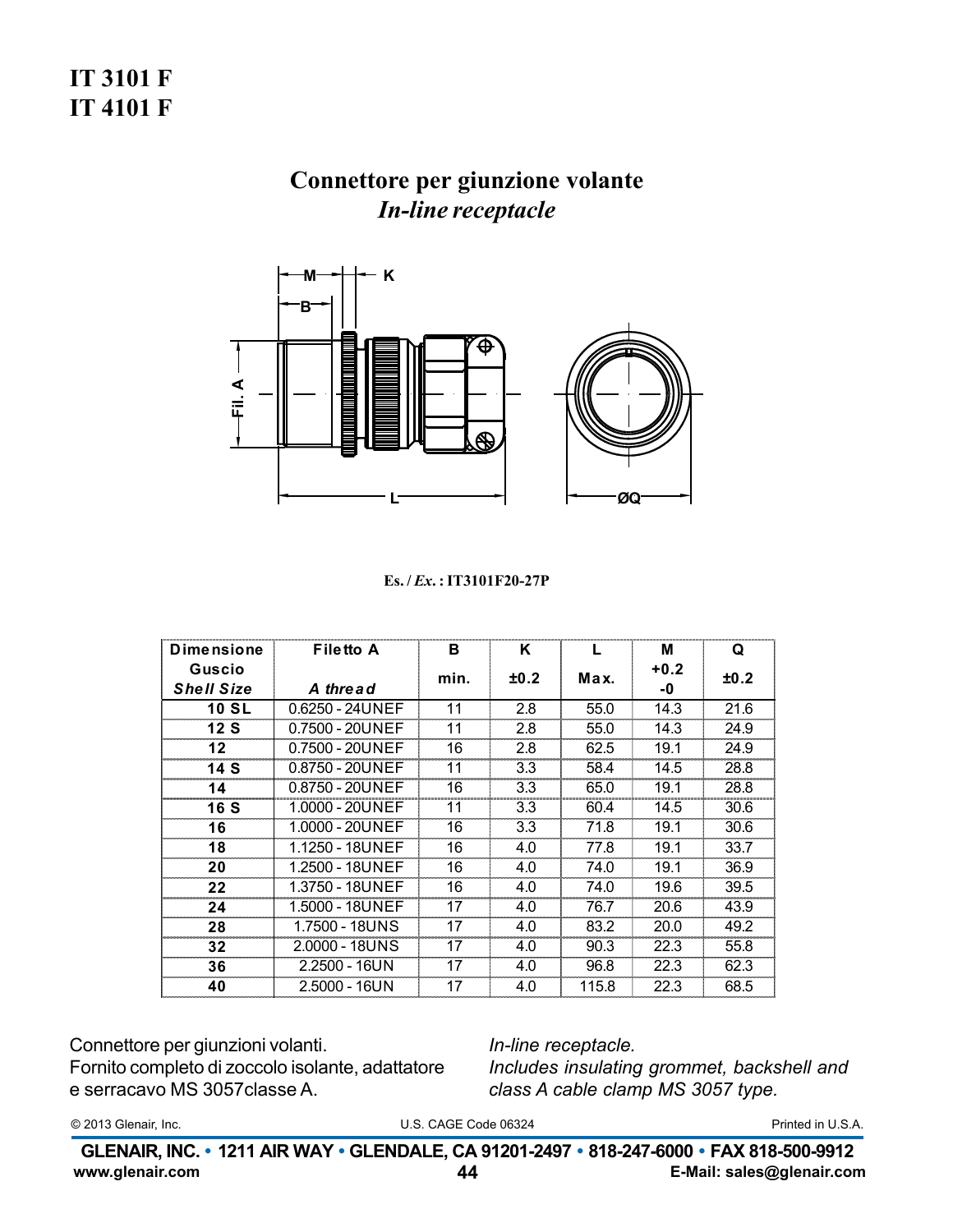# IT 3101 F
# IT 4101 F

## Connettore per giunzione volante
### *In-line receptacle*

**Es. / *Ex.* : IT3101F20-27P**

| Dimensione Guscio *Shell Size* | Filetto A *A thread* | B min. | K ±0.2 | L Max. | M +0.2 -0 | Q ±0.2 |
|---|---|---|---|---|---|---|
| 10 SL | 0.6250 - 24UNEF | 11 | 2.8 | 55.0 | 14.3 | 21.6 |
| 12 S | 0.7500 - 20UNEF | 11 | 2.8 | 55.0 | 14.3 | 24.9 |
| 12 | 0.7500 - 20UNEF | 16 | 2.8 | 62.5 | 19.1 | 24.9 |
| 14 S | 0.8750 - 20UNEF | 11 | 3.3 | 58.4 | 14.5 | 28.8 |
| 14 | 0.8750 - 20UNEF | 16 | 3.3 | 65.0 | 19.1 | 28.8 |
| 16 S | 1.0000 - 20UNEF | 11 | 3.3 | 60.4 | 14.5 | 30.6 |
| 16 | 1.0000 - 20UNEF | 16 | 3.3 | 71.8 | 19.1 | 30.6 |
| 18 | 1.1250 - 18UNEF | 16 | 4.0 | 77.8 | 19.1 | 33.7 |
| 20 | 1.2500 - 18UNEF | 16 | 4.0 | 74.0 | 19.1 | 36.9 |
| 22 | 1.3750 - 18UNEF | 16 | 4.0 | 74.0 | 19.6 | 39.5 |
| 24 | 1.5000 - 18UNEF | 17 | 4.0 | 76.7 | 20.6 | 43.9 |
| 28 | 1.7500 - 18UNS | 17 | 4.0 | 83.2 | 20.0 | 49.2 |
| 32 | 2.0000 - 18UNS | 17 | 4.0 | 90.3 | 22.3 | 55.8 |
| 36 | 2.2500 - 16UN | 17 | 4.0 | 96.8 | 22.3 | 62.3 |
| 40 | 2.5000 - 16UN | 17 | 4.0 | 115.8 | 22.3 | 68.5 |

Connettore per giunzioni volanti.
Fornito completo di zoccolo isolante, adattatore e serracavo MS 3057classe A.

*In-line receptacle.*
*Includes insulating grommet, backshell and class A cable clamp MS 3057 type.*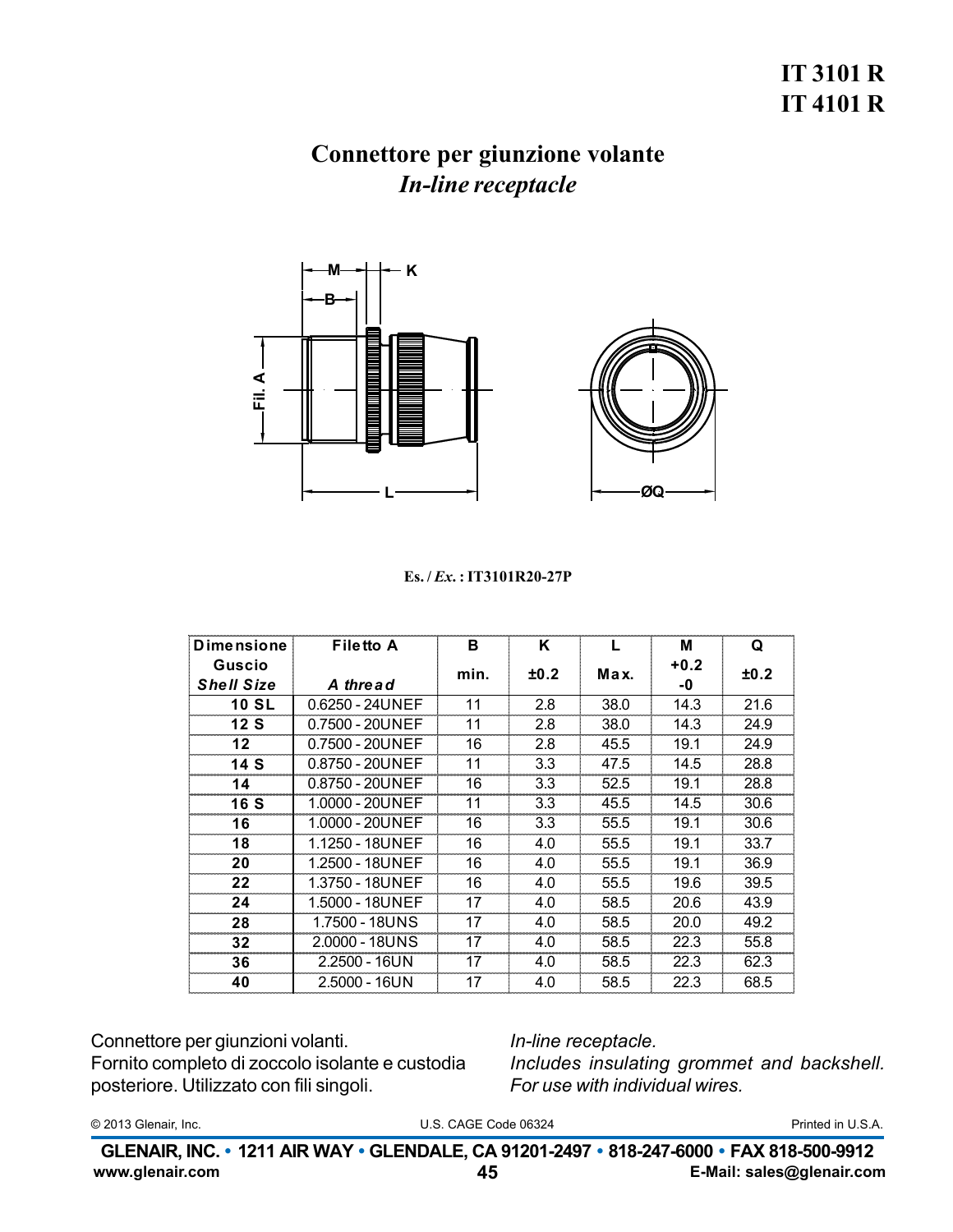# IT 3101 R
# IT 4101 R

## Connettore per giunzione volante
## *In-line receptacle*

M
K
B
Fil. A
L
ØQ

**Es. / *Ex.* : IT3101R20-27P**

| Dimensione Guscio *Shell Size* | Filetto A *A thread* | B min. | K ±0.2 | L Max. | M +0.2 -0 | Q ±0.2 |
|---|---|---|---|---|---|---|
| 10 SL | 0.6250 - 24UNEF | 11 | 2.8 | 38.0 | 14.3 | 21.6 |
| 12 S | 0.7500 - 20UNEF | 11 | 2.8 | 38.0 | 14.3 | 24.9 |
| 12 | 0.7500 - 20UNEF | 16 | 2.8 | 45.5 | 19.1 | 24.9 |
| 14 S | 0.8750 - 20UNEF | 11 | 3.3 | 47.5 | 14.5 | 28.8 |
| 14 | 0.8750 - 20UNEF | 16 | 3.3 | 52.5 | 19.1 | 28.8 |
| 16 S | 1.0000 - 20UNEF | 11 | 3.3 | 45.5 | 14.5 | 30.6 |
| 16 | 1.0000 - 20UNEF | 16 | 3.3 | 55.5 | 19.1 | 30.6 |
| 18 | 1.1250 - 18UNEF | 16 | 4.0 | 55.5 | 19.1 | 33.7 |
| 20 | 1.2500 - 18UNEF | 16 | 4.0 | 55.5 | 19.1 | 36.9 |
| 22 | 1.3750 - 18UNEF | 16 | 4.0 | 55.5 | 19.6 | 39.5 |
| 24 | 1.5000 - 18UNEF | 17 | 4.0 | 58.5 | 20.6 | 43.9 |
| 28 | 1.7500 - 18UNS | 17 | 4.0 | 58.5 | 20.0 | 49.2 |
| 32 | 2.0000 - 18UNS | 17 | 4.0 | 58.5 | 22.3 | 55.8 |
| 36 | 2.2500 - 16UN | 17 | 4.0 | 58.5 | 22.3 | 62.3 |
| 40 | 2.5000 - 16UN | 17 | 4.0 | 58.5 | 22.3 | 68.5 |

Connettore per giunzioni volanti.
Fornito completo di zoccolo isolante e custodia posteriore. Utilizzato con fili singoli.

*In-line receptacle.*
*Includes insulating grommet and backshell.*
*For use with individual wires.*

© 2013 Glenair, Inc. U.S. CAGE Code 06324 Printed in U.S.A.

**GLENAIR, INC. • 1211 AIR WAY • GLENDALE, CA 91201-2497 • 818-247-6000 • FAX 818-500-9912**
**www.glenair.com** **E-Mail: sales@glenair.com**